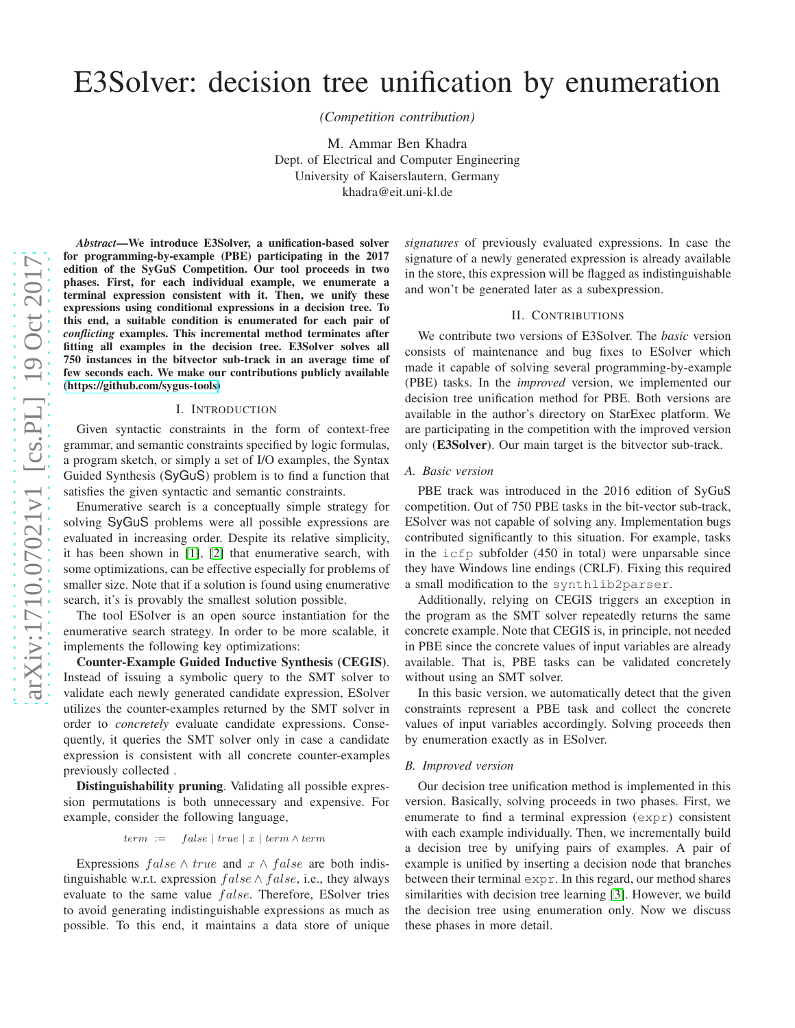# E3Solver: decision tree unification by enumeration

*(Competition contribution)*

M. Ammar Ben Khadra
Dept. of Electrical and Computer Engineering
University of Kaiserslautern, Germany
khadra@eit.uni-kl.de

***Abstract*—We introduce E3Solver, a unification-based solver for programming-by-example (PBE) participating in the 2017 edition of the SyGuS Competition. Our tool proceeds in two phases. First, for each individual example, we enumerate a terminal expression consistent with it. Then, we unify these expressions using conditional expressions in a decision tree. To this end, a suitable condition is enumerated for each pair of *conflicting* examples. This incremental method terminates after fitting all examples in the decision tree. E3Solver solves all 750 instances in the bitvector sub-track in an average time of few seconds each. We make our contributions publicly available (https://github.com/sygus-tools)**

## I. Introduction

Given syntactic constraints in the form of context-free grammar, and semantic constraints specified by logic formulas, a program sketch, or simply a set of I/O examples, the Syntax Guided Synthesis (SyGuS) problem is to find a function that satisfies the given syntactic and semantic constraints.

Enumerative search is a conceptually simple strategy for solving SyGuS problems were all possible expressions are evaluated in increasing order. Despite its relative simplicity, it has been shown in [1], [2] that enumerative search, with some optimizations, can be effective especially for problems of smaller size. Note that if a solution is found using enumerative search, it's is provably the smallest solution possible.

The tool ESolver is an open source instantiation for the enumerative search strategy. In order to be more scalable, it implements the following key optimizations:

**Counter-Example Guided Inductive Synthesis (CEGIS)**. Instead of issuing a symbolic query to the SMT solver to validate each newly generated candidate expression, ESolver utilizes the counter-examples returned by the SMT solver in order to *concretely* evaluate candidate expressions. Consequently, it queries the SMT solver only in case a candidate expression is consistent with all concrete counter-examples previously collected .

**Distinguishability pruning**. Validating all possible expression permutations is both unnecessary and expensive. For example, consider the following language,

$$term \;:=\; false \mid true \mid x \mid term \wedge term$$

Expressions $false \wedge true$ and $x \wedge false$ are both indistinguishable w.r.t. expression $false \wedge false$, i.e., they always evaluate to the same value $false$. Therefore, ESolver tries to avoid generating indistinguishable expressions as much as possible. To this end, it maintains a data store of unique *signatures* of previously evaluated expressions. In case the signature of a newly generated expression is already available in the store, this expression will be flagged as indistinguishable and won't be generated later as a subexpression.

## II. Contributions

We contribute two versions of E3Solver. The *basic* version consists of maintenance and bug fixes to ESolver which made it capable of solving several programming-by-example (PBE) tasks. In the *improved* version, we implemented our decision tree unification method for PBE. Both versions are available in the author's directory on StarExec platform. We are participating in the competition with the improved version only (**E3Solver**). Our main target is the bitvector sub-track.

### A. Basic version

PBE track was introduced in the 2016 edition of SyGuS competition. Out of 750 PBE tasks in the bit-vector sub-track, ESolver was not capable of solving any. Implementation bugs contributed significantly to this situation. For example, tasks in the `icfp` subfolder (450 in total) were unparsable since they have Windows line endings (CRLF). Fixing this required a small modification to the `synthlib2parser`.

Additionally, relying on CEGIS triggers an exception in the program as the SMT solver repeatedly returns the same concrete example. Note that CEGIS is, in principle, not needed in PBE since the concrete values of input variables are already available. That is, PBE tasks can be validated concretely without using an SMT solver.

In this basic version, we automatically detect that the given constraints represent a PBE task and collect the concrete values of input variables accordingly. Solving proceeds then by enumeration exactly as in ESolver.

### B. Improved version

Our decision tree unification method is implemented in this version. Basically, solving proceeds in two phases. First, we enumerate to find a terminal expression (`expr`) consistent with each example individually. Then, we incrementally build a decision tree by unifying pairs of examples. A pair of example is unified by inserting a decision node that branches between their terminal `expr`. In this regard, our method shares similarities with decision tree learning [3]. However, we build the decision tree using enumeration only. Now we discuss these phases in more detail.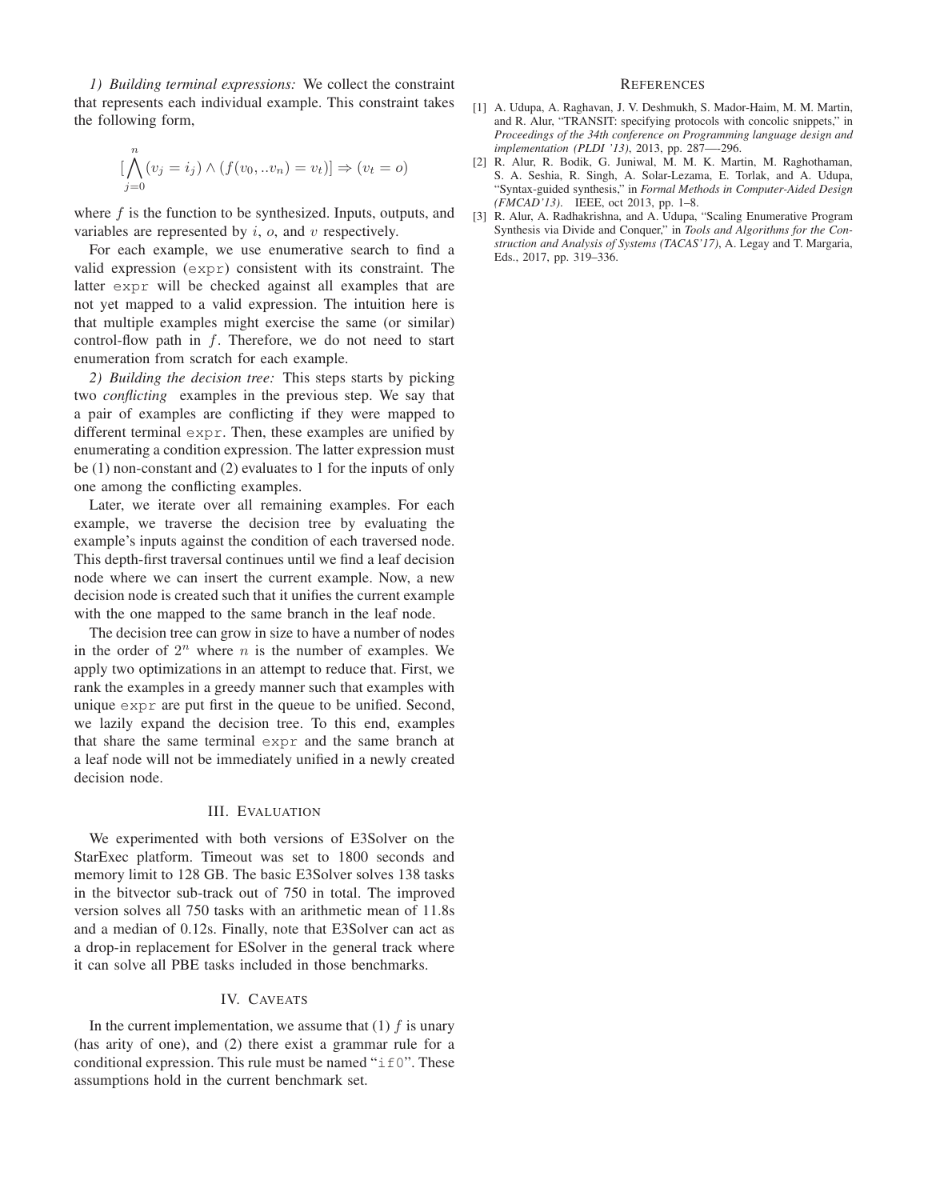*1) Building terminal expressions:* We collect the constraint that represents each individual example. This constraint takes the following form,

$$[\bigwedge_{j=0}^{n}(v_j = i_j) \wedge (f(v_0, ..v_n) = v_t)] \Rightarrow (v_t = o)$$

where $f$ is the function to be synthesized. Inputs, outputs, and variables are represented by $i$, $o$, and $v$ respectively.

For each example, we use enumerative search to find a valid expression (`expr`) consistent with its constraint. The latter `expr` will be checked against all examples that are not yet mapped to a valid expression. The intuition here is that multiple examples might exercise the same (or similar) control-flow path in $f$. Therefore, we do not need to start enumeration from scratch for each example.

*2) Building the decision tree:* This steps starts by picking two *conflicting* examples in the previous step. We say that a pair of examples are conflicting if they were mapped to different terminal `expr`. Then, these examples are unified by enumerating a condition expression. The latter expression must be (1) non-constant and (2) evaluates to 1 for the inputs of only one among the conflicting examples.

Later, we iterate over all remaining examples. For each example, we traverse the decision tree by evaluating the example's inputs against the condition of each traversed node. This depth-first traversal continues until we find a leaf decision node where we can insert the current example. Now, a new decision node is created such that it unifies the current example with the one mapped to the same branch in the leaf node.

The decision tree can grow in size to have a number of nodes in the order of $2^n$ where $n$ is the number of examples. We apply two optimizations in an attempt to reduce that. First, we rank the examples in a greedy manner such that examples with unique `expr` are put first in the queue to be unified. Second, we lazily expand the decision tree. To this end, examples that share the same terminal `expr` and the same branch at a leaf node will not be immediately unified in a newly created decision node.

## III. Evaluation

We experimented with both versions of E3Solver on the StarExec platform. Timeout was set to 1800 seconds and memory limit to 128 GB. The basic E3Solver solves 138 tasks in the bitvector sub-track out of 750 in total. The improved version solves all 750 tasks with an arithmetic mean of 11.8s and a median of 0.12s. Finally, note that E3Solver can act as a drop-in replacement for ESolver in the general track where it can solve all PBE tasks included in those benchmarks.

## IV. Caveats

In the current implementation, we assume that (1) $f$ is unary (has arity of one), and (2) there exist a grammar rule for a conditional expression. This rule must be named "`if0`". These assumptions hold in the current benchmark set.

## References

[1] A. Udupa, A. Raghavan, J. V. Deshmukh, S. Mador-Haim, M. M. Martin, and R. Alur, "TRANSIT: specifying protocols with concolic snippets," in *Proceedings of the 34th conference on Programming language design and implementation (PLDI '13)*, 2013, pp. 287—-296.

[2] R. Alur, R. Bodik, G. Juniwal, M. M. K. Martin, M. Raghothaman, S. A. Seshia, R. Singh, A. Solar-Lezama, E. Torlak, and A. Udupa, "Syntax-guided synthesis," in *Formal Methods in Computer-Aided Design (FMCAD'13)*. IEEE, oct 2013, pp. 1–8.

[3] R. Alur, A. Radhakrishna, and A. Udupa, "Scaling Enumerative Program Synthesis via Divide and Conquer," in *Tools and Algorithms for the Construction and Analysis of Systems (TACAS'17)*, A. Legay and T. Margaria, Eds., 2017, pp. 319–336.